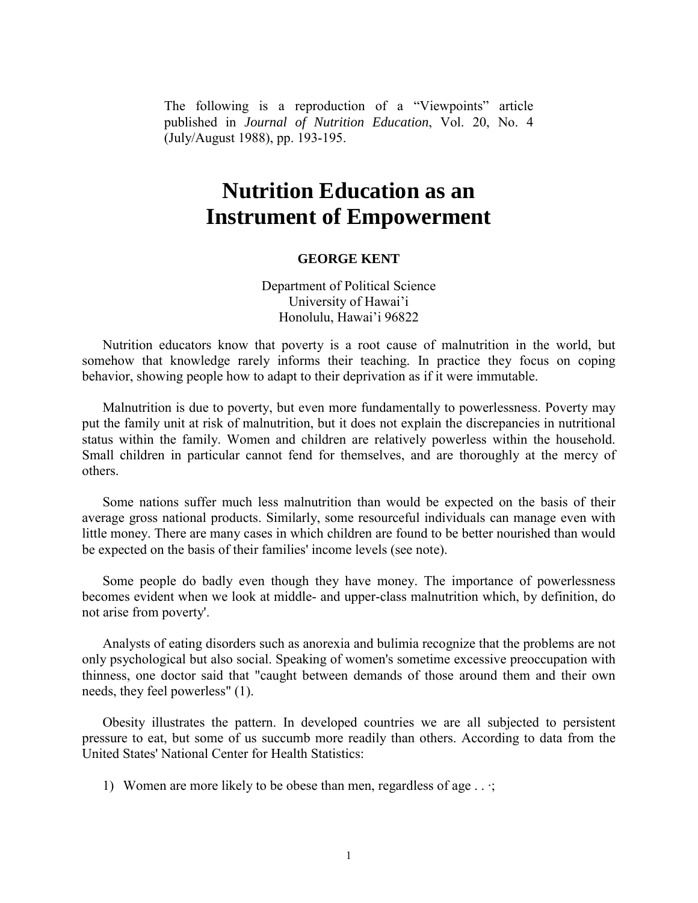The following is a reproduction of a "Viewpoints" article published in *Journal of Nutrition Education*, Vol. 20, No. 4 (July/August 1988), pp. 193-195.

# Nutrition Education as an Instrument of Empowerment

**GEORGE KENT**

Department of Political Science
University of Hawai'i
Honolulu, Hawai'i 96822

Nutrition educators know that poverty is a root cause of malnutrition in the world, but somehow that knowledge rarely informs their teaching. In practice they focus on coping behavior, showing people how to adapt to their deprivation as if it were immutable.

Malnutrition is due to poverty, but even more fundamentally to powerlessness. Poverty may put the family unit at risk of malnutrition, but it does not explain the discrepancies in nutritional status within the family. Women and children are relatively powerless within the household. Small children in particular cannot fend for themselves, and are thoroughly at the mercy of others.

Some nations suffer much less malnutrition than would be expected on the basis of their average gross national products. Similarly, some resourceful individuals can manage even with little money. There are many cases in which children are found to be better nourished than would be expected on the basis of their families' income levels (see note).

Some people do badly even though they have money. The importance of powerlessness becomes evident when we look at middle- and upper-class malnutrition which, by definition, do not arise from poverty'.

Analysts of eating disorders such as anorexia and bulimia recognize that the problems are not only psychological but also social. Speaking of women's sometime excessive preoccupation with thinness, one doctor said that "caught between demands of those around them and their own needs, they feel powerless" (1).

Obesity illustrates the pattern. In developed countries we are all subjected to persistent pressure to eat, but some of us succumb more readily than others. According to data from the United States' National Center for Health Statistics:

1) Women are more likely to be obese than men, regardless of age . . ·;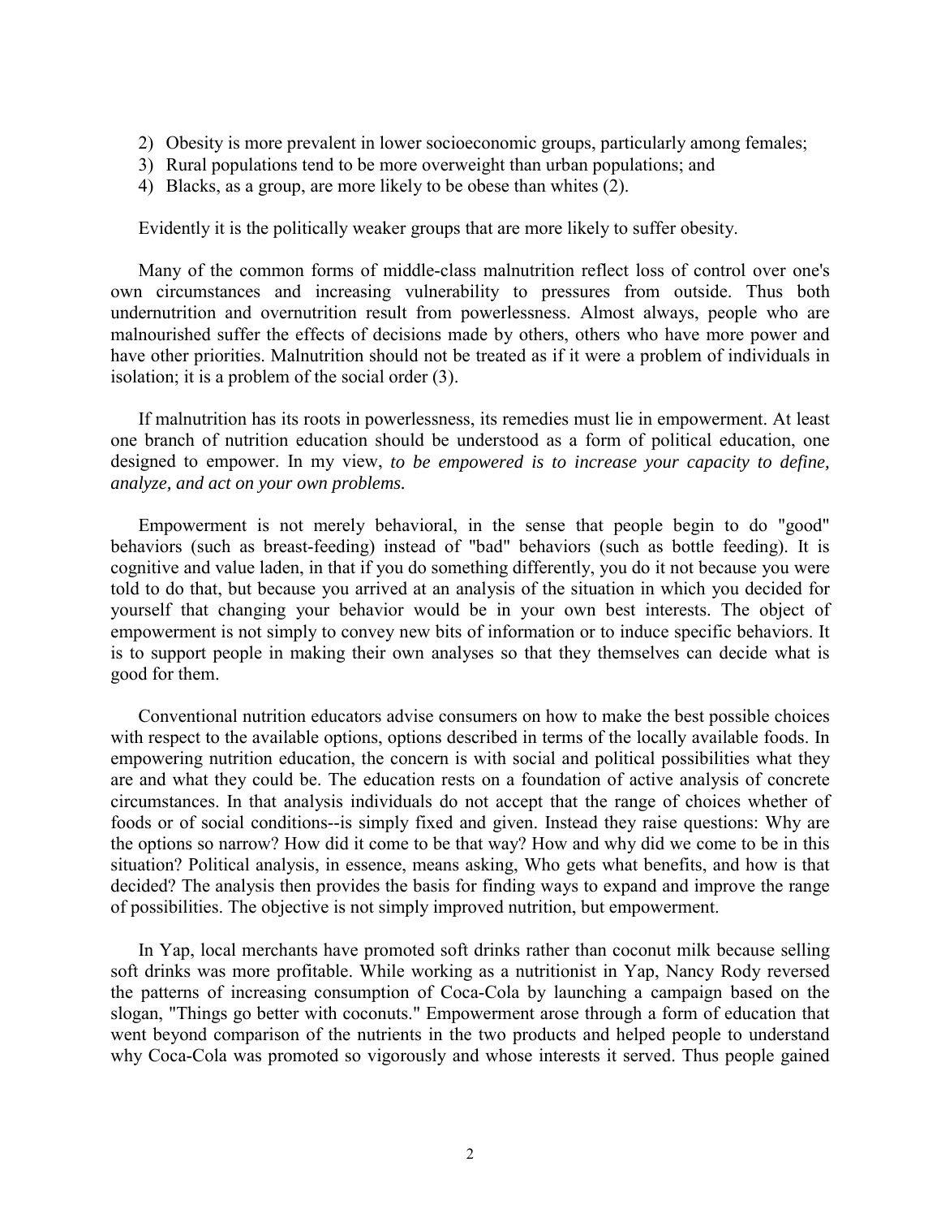2) Obesity is more prevalent in lower socioeconomic groups, particularly among females;
3) Rural populations tend to be more overweight than urban populations; and
4) Blacks, as a group, are more likely to be obese than whites (2).

Evidently it is the politically weaker groups that are more likely to suffer obesity.

Many of the common forms of middle-class malnutrition reflect loss of control over one's own circumstances and increasing vulnerability to pressures from outside. Thus both undernutrition and overnutrition result from powerlessness. Almost always, people who are malnourished suffer the effects of decisions made by others, others who have more power and have other priorities. Malnutrition should not be treated as if it were a problem of individuals in isolation; it is a problem of the social order (3).

If malnutrition has its roots in powerlessness, its remedies must lie in empowerment. At least one branch of nutrition education should be understood as a form of political education, one designed to empower. In my view, *to be empowered is to increase your capacity to define, analyze, and act on your own problems.*

Empowerment is not merely behavioral, in the sense that people begin to do "good" behaviors (such as breast-feeding) instead of "bad" behaviors (such as bottle feeding). It is cognitive and value laden, in that if you do something differently, you do it not because you were told to do that, but because you arrived at an analysis of the situation in which you decided for yourself that changing your behavior would be in your own best interests. The object of empowerment is not simply to convey new bits of information or to induce specific behaviors. It is to support people in making their own analyses so that they themselves can decide what is good for them.

Conventional nutrition educators advise consumers on how to make the best possible choices with respect to the available options, options described in terms of the locally available foods. In empowering nutrition education, the concern is with social and political possibilities what they are and what they could be. The education rests on a foundation of active analysis of concrete circumstances. In that analysis individuals do not accept that the range of choices whether of foods or of social conditions--is simply fixed and given. Instead they raise questions: Why are the options so narrow? How did it come to be that way? How and why did we come to be in this situation? Political analysis, in essence, means asking, Who gets what benefits, and how is that decided? The analysis then provides the basis for finding ways to expand and improve the range of possibilities. The objective is not simply improved nutrition, but empowerment.

In Yap, local merchants have promoted soft drinks rather than coconut milk because selling soft drinks was more profitable. While working as a nutritionist in Yap, Nancy Rody reversed the patterns of increasing consumption of Coca-Cola by launching a campaign based on the slogan, "Things go better with coconuts." Empowerment arose through a form of education that went beyond comparison of the nutrients in the two products and helped people to understand why Coca-Cola was promoted so vigorously and whose interests it served. Thus people gained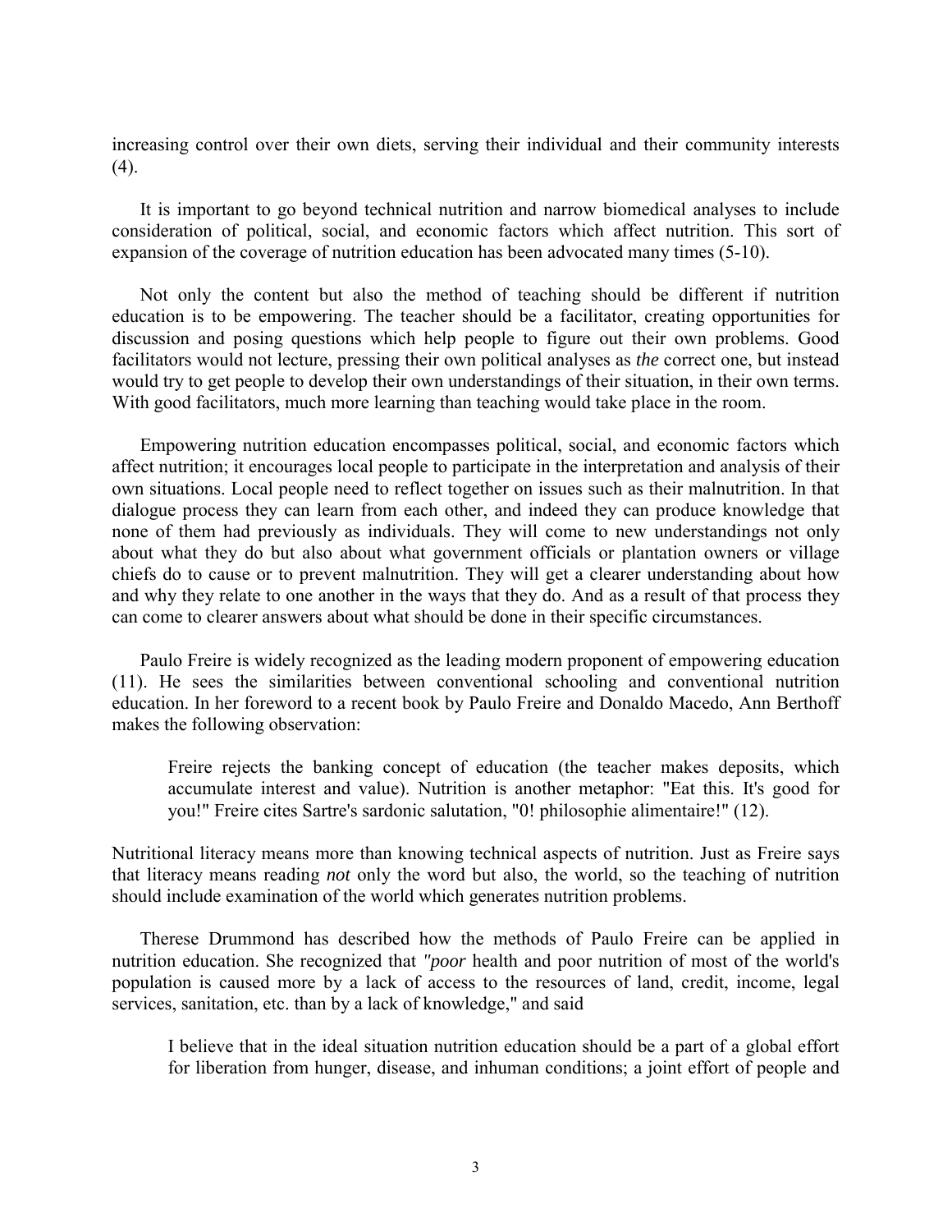increasing control over their own diets, serving their individual and their community interests (4).

It is important to go beyond technical nutrition and narrow biomedical analyses to include consideration of political, social, and economic factors which affect nutrition. This sort of expansion of the coverage of nutrition education has been advocated many times (5-10).

Not only the content but also the method of teaching should be different if nutrition education is to be empowering. The teacher should be a facilitator, creating opportunities for discussion and posing questions which help people to figure out their own problems. Good facilitators would not lecture, pressing their own political analyses as *the* correct one, but instead would try to get people to develop their own understandings of their situation, in their own terms. With good facilitators, much more learning than teaching would take place in the room.

Empowering nutrition education encompasses political, social, and economic factors which affect nutrition; it encourages local people to participate in the interpretation and analysis of their own situations. Local people need to reflect together on issues such as their malnutrition. In that dialogue process they can learn from each other, and indeed they can produce knowledge that none of them had previously as individuals. They will come to new understandings not only about what they do but also about what government officials or plantation owners or village chiefs do to cause or to prevent malnutrition. They will get a clearer understanding about how and why they relate to one another in the ways that they do. And as a result of that process they can come to clearer answers about what should be done in their specific circumstances.

Paulo Freire is widely recognized as the leading modern proponent of empowering education (11). He sees the similarities between conventional schooling and conventional nutrition education. In her foreword to a recent book by Paulo Freire and Donaldo Macedo, Ann Berthoff makes the following observation:

> Freire rejects the banking concept of education (the teacher makes deposits, which accumulate interest and value). Nutrition is another metaphor: "Eat this. It's good for you!" Freire cites Sartre's sardonic salutation, "0! philosophie alimentaire!" (12).

Nutritional literacy means more than knowing technical aspects of nutrition. Just as Freire says that literacy means reading *not* only the word but also, the world, so the teaching of nutrition should include examination of the world which generates nutrition problems.

Therese Drummond has described how the methods of Paulo Freire can be applied in nutrition education. She recognized that *"poor* health and poor nutrition of most of the world's population is caused more by a lack of access to the resources of land, credit, income, legal services, sanitation, etc. than by a lack of knowledge," and said

> I believe that in the ideal situation nutrition education should be a part of a global effort for liberation from hunger, disease, and inhuman conditions; a joint effort of people and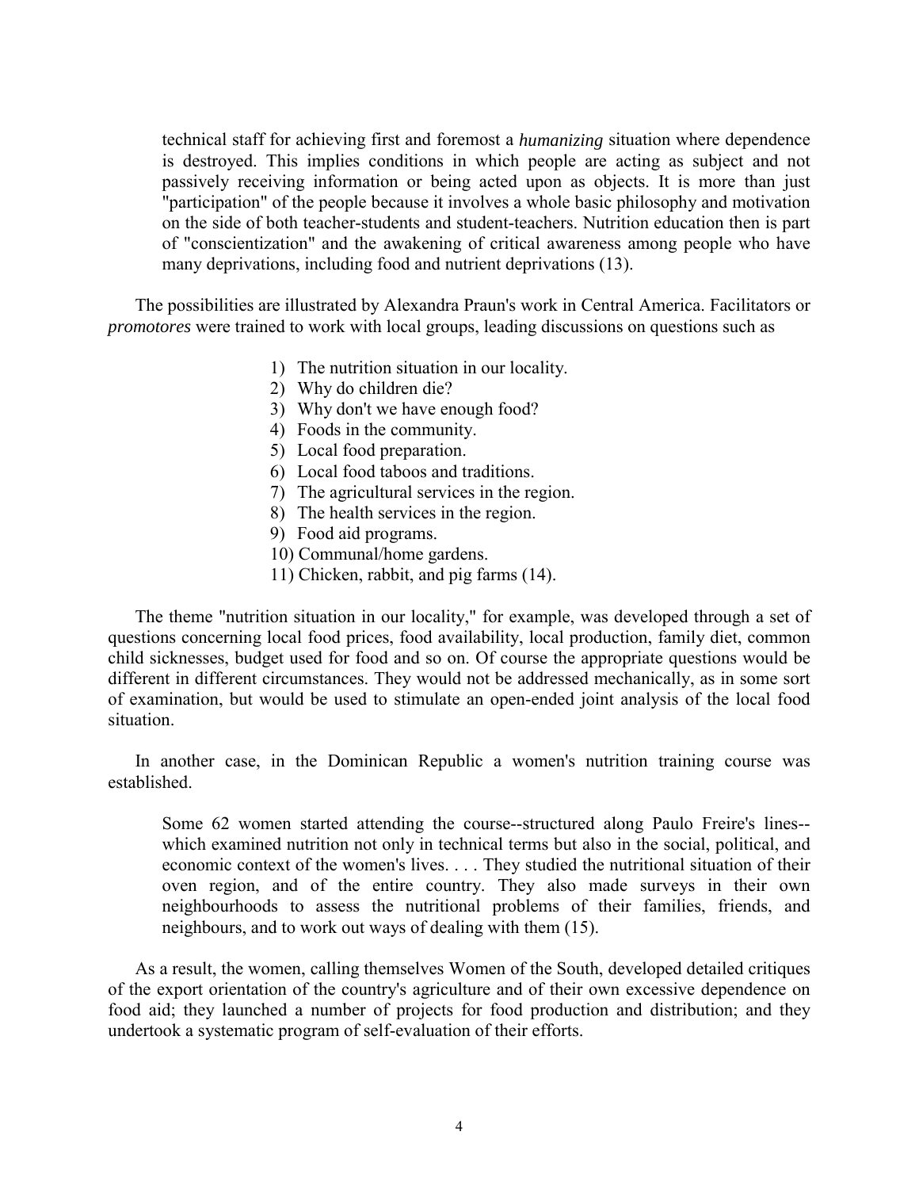> technical staff for achieving first and foremost a *humanizing* situation where dependence is destroyed. This implies conditions in which people are acting as subject and not passively receiving information or being acted upon as objects. It is more than just "participation" of the people because it involves a whole basic philosophy and motivation on the side of both teacher-students and student-teachers. Nutrition education then is part of "conscientization" and the awakening of critical awareness among people who have many deprivations, including food and nutrient deprivations (13).

The possibilities are illustrated by Alexandra Praun's work in Central America. Facilitators or *promotores* were trained to work with local groups, leading discussions on questions such as

1) The nutrition situation in our locality.
2) Why do children die?
3) Why don't we have enough food?
4) Foods in the community.
5) Local food preparation.
6) Local food taboos and traditions.
7) The agricultural services in the region.
8) The health services in the region.
9) Food aid programs.
10) Communal/home gardens.
11) Chicken, rabbit, and pig farms (14).

The theme "nutrition situation in our locality," for example, was developed through a set of questions concerning local food prices, food availability, local production, family diet, common child sicknesses, budget used for food and so on. Of course the appropriate questions would be different in different circumstances. They would not be addressed mechanically, as in some sort of examination, but would be used to stimulate an open-ended joint analysis of the local food situation.

In another case, in the Dominican Republic a women's nutrition training course was established.

> Some 62 women started attending the course--structured along Paulo Freire's lines--which examined nutrition not only in technical terms but also in the social, political, and economic context of the women's lives. . . . They studied the nutritional situation of their oven region, and of the entire country. They also made surveys in their own neighbourhoods to assess the nutritional problems of their families, friends, and neighbours, and to work out ways of dealing with them (15).

As a result, the women, calling themselves Women of the South, developed detailed critiques of the export orientation of the country's agriculture and of their own excessive dependence on food aid; they launched a number of projects for food production and distribution; and they undertook a systematic program of self-evaluation of their efforts.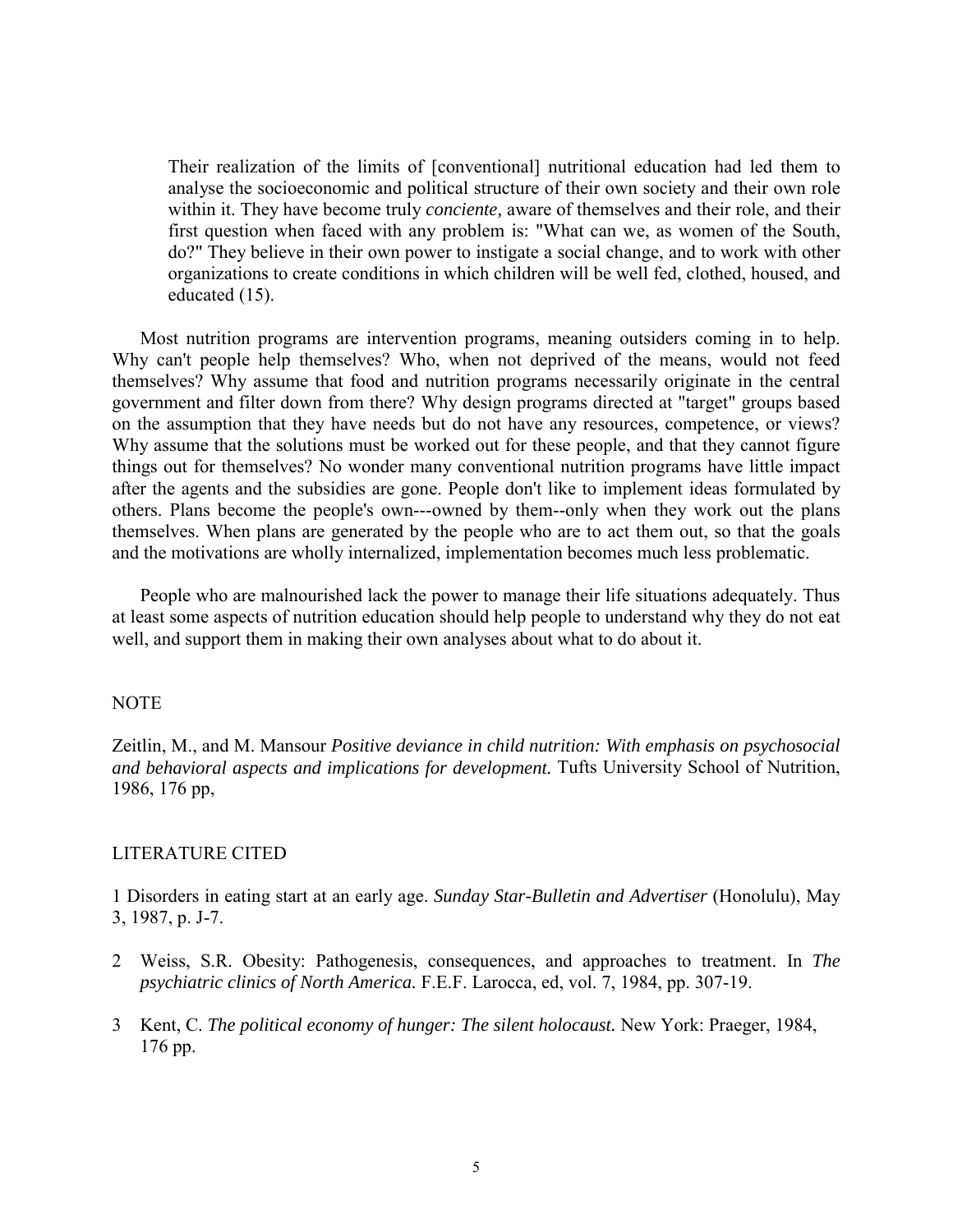> Their realization of the limits of [conventional] nutritional education had led them to analyse the socioeconomic and political structure of their own society and their own role within it. They have become truly *conciente,* aware of themselves and their role, and their first question when faced with any problem is: "What can we, as women of the South, do?" They believe in their own power to instigate a social change, and to work with other organizations to create conditions in which children will be well fed, clothed, housed, and educated (15).

Most nutrition programs are intervention programs, meaning outsiders coming in to help. Why can't people help themselves? Who, when not deprived of the means, would not feed themselves? Why assume that food and nutrition programs necessarily originate in the central government and filter down from there? Why design programs directed at "target" groups based on the assumption that they have needs but do not have any resources, competence, or views? Why assume that the solutions must be worked out for these people, and that they cannot figure things out for themselves? No wonder many conventional nutrition programs have little impact after the agents and the subsidies are gone. People don't like to implement ideas formulated by others. Plans become the people's own---owned by them--only when they work out the plans themselves. When plans are generated by the people who are to act them out, so that the goals and the motivations are wholly internalized, implementation becomes much less problematic.

People who are malnourished lack the power to manage their life situations adequately. Thus at least some aspects of nutrition education should help people to understand why they do not eat well, and support them in making their own analyses about what to do about it.

## NOTE

Zeitlin, M., and M. Mansour *Positive deviance in child nutrition: With emphasis on psychosocial and behavioral aspects and implications for development.* Tufts University School of Nutrition, 1986, 176 pp,

## LITERATURE CITED

1 Disorders in eating start at an early age. *Sunday Star-Bulletin and Advertiser* (Honolulu), May 3, 1987, p. J-7.

2 Weiss, S.R. Obesity: Pathogenesis, consequences, and approaches to treatment. In *The psychiatric clinics of North America.* F.E.F. Larocca, ed, vol. 7, 1984, pp. 307-19.

3 Kent, C. *The political economy of hunger: The silent holocaust.* New York: Praeger, 1984, 176 pp.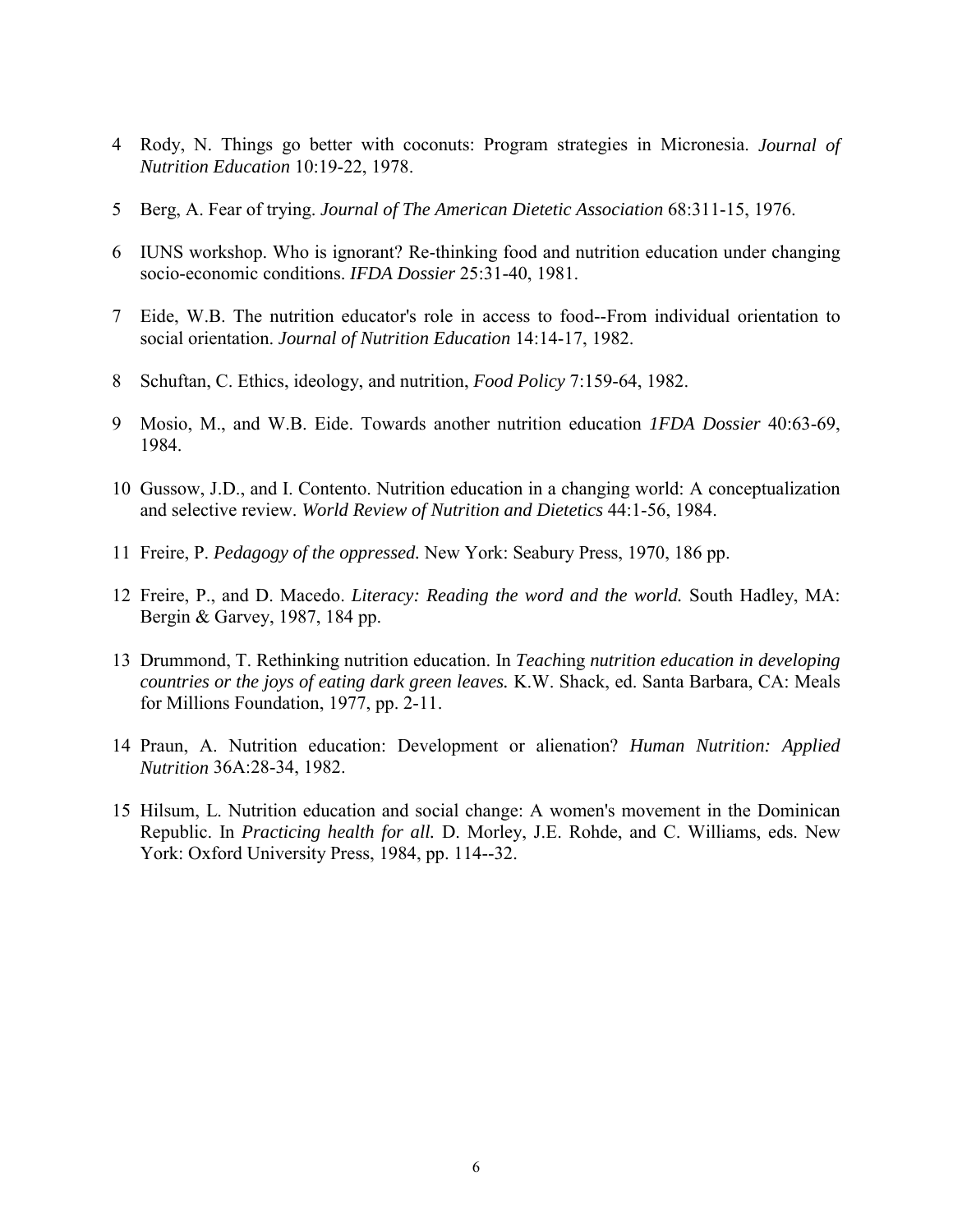4 Rody, N. Things go better with coconuts: Program strategies in Micronesia. *Journal of Nutrition Education* 10:19-22, 1978.

5 Berg, A. Fear of trying. *Journal of The American Dietetic Association* 68:311-15, 1976.

6 IUNS workshop. Who is ignorant? Re-thinking food and nutrition education under changing socio-economic conditions. *IFDA Dossier* 25:31-40, 1981.

7 Eide, W.B. The nutrition educator's role in access to food--From individual orientation to social orientation. *Journal of Nutrition Education* 14:14-17, 1982.

8 Schuftan, C. Ethics, ideology, and nutrition, *Food Policy* 7:159-64, 1982.

9 Mosio, M., and W.B. Eide. Towards another nutrition education *1FDA Dossier* 40:63-69, 1984.

10 Gussow, J.D., and I. Contento. Nutrition education in a changing world: A conceptualization and selective review. *World Review of Nutrition and Dietetics* 44:1-56, 1984.

11 Freire, P. *Pedagogy of the oppressed.* New York: Seabury Press, 1970, 186 pp.

12 Freire, P., and D. Macedo. *Literacy: Reading the word and the world.* South Hadley, MA: Bergin & Garvey, 1987, 184 pp.

13 Drummond, T. Rethinking nutrition education. In *Teach*ing *nutrition education in developing countries or the joys of eating dark green leaves.* K.W. Shack, ed. Santa Barbara, CA: Meals for Millions Foundation, 1977, pp. 2-11.

14 Praun, A. Nutrition education: Development or alienation? *Human Nutrition: Applied Nutrition* 36A:28-34, 1982.

15 Hilsum, L. Nutrition education and social change: A women's movement in the Dominican Republic. In *Practicing health for all.* D. Morley, J.E. Rohde, and C. Williams, eds. New York: Oxford University Press, 1984, pp. 114--32.